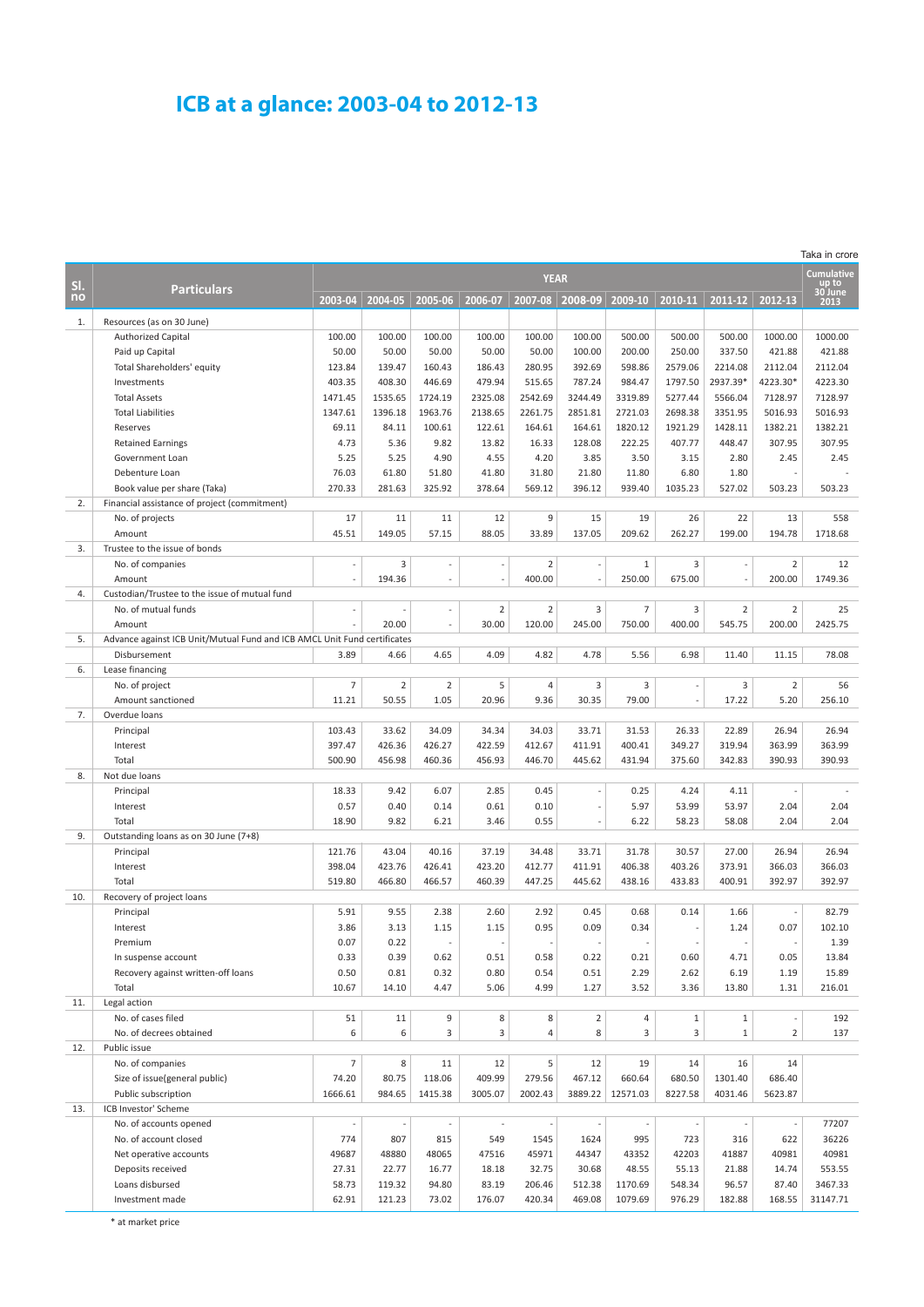# ICB at a glance: 2003-04 to 2012-13

Taka in crore

| Sl. no | Particulars | YEAR | | | | | | | | | | Cumulative up to 30 June 2013 |
|---|---|---|---|---|---|---|---|---|---|---|---|---|
| | | 2003-04 | 2004-05 | 2005-06 | 2006-07 | 2007-08 | 2008-09 | 2009-10 | 2010-11 | 2011-12 | 2012-13 | |
| 1. | Resources (as on 30 June) | | | | | | | | | | | |
| | Authorized Capital | 100.00 | 100.00 | 100.00 | 100.00 | 100.00 | 100.00 | 500.00 | 500.00 | 500.00 | 1000.00 | 1000.00 |
| | Paid up Capital | 50.00 | 50.00 | 50.00 | 50.00 | 50.00 | 100.00 | 200.00 | 250.00 | 337.50 | 421.88 | 421.88 |
| | Total Shareholders' equity | 123.84 | 139.47 | 160.43 | 186.43 | 280.95 | 392.69 | 598.86 | 2579.06 | 2214.08 | 2112.04 | 2112.04 |
| | Investments | 403.35 | 408.30 | 446.69 | 479.94 | 515.65 | 787.24 | 984.47 | 1797.50 | 2937.39* | 4223.30* | 4223.30 |
| | Total Assets | 1471.45 | 1535.65 | 1724.19 | 2325.08 | 2542.69 | 3244.49 | 3319.89 | 5277.44 | 5566.04 | 7128.97 | 7128.97 |
| | Total Liabilities | 1347.61 | 1396.18 | 1963.76 | 2138.65 | 2261.75 | 2851.81 | 2721.03 | 2698.38 | 3351.95 | 5016.93 | 5016.93 |
| | Reserves | 69.11 | 84.11 | 100.61 | 122.61 | 164.61 | 164.61 | 1820.12 | 1921.29 | 1428.11 | 1382.21 | 1382.21 |
| | Retained Earnings | 4.73 | 5.36 | 9.82 | 13.82 | 16.33 | 128.08 | 222.25 | 407.77 | 448.47 | 307.95 | 307.95 |
| | Government Loan | 5.25 | 5.25 | 4.90 | 4.55 | 4.20 | 3.85 | 3.50 | 3.15 | 2.80 | 2.45 | 2.45 |
| | Debenture Loan | 76.03 | 61.80 | 51.80 | 41.80 | 31.80 | 21.80 | 11.80 | 6.80 | 1.80 | - | - |
| | Book value per share (Taka) | 270.33 | 281.63 | 325.92 | 378.64 | 569.12 | 396.12 | 939.40 | 1035.23 | 527.02 | 503.23 | 503.23 |
| 2. | Financial assistance of project (commitment) | | | | | | | | | | | |
| | No. of projects | 17 | 11 | 11 | 12 | 9 | 15 | 19 | 26 | 22 | 13 | 558 |
| | Amount | 45.51 | 149.05 | 57.15 | 88.05 | 33.89 | 137.05 | 209.62 | 262.27 | 199.00 | 194.78 | 1718.68 |
| 3. | Trustee to the issue of bonds | | | | | | | | | | | |
| | No. of companies | - | 3 | - | - | 2 | - | 1 | 3 | - | 2 | 12 |
| | Amount | - | 194.36 | - | - | 400.00 | - | 250.00 | 675.00 | - | 200.00 | 1749.36 |
| 4. | Custodian/Trustee to the issue of mutual fund | | | | | | | | | | | |
| | No. of mutual funds | - | - | - | 2 | 2 | 3 | 7 | 3 | 2 | 2 | 25 |
| | Amount | - | 20.00 | - | 30.00 | 120.00 | 245.00 | 750.00 | 400.00 | 545.75 | 200.00 | 2425.75 |
| 5. | Advance against ICB Unit/Mutual Fund and ICB AMCL Unit Fund certificates | | | | | | | | | | | |
| | Disbursement | 3.89 | 4.66 | 4.65 | 4.09 | 4.82 | 4.78 | 5.56 | 6.98 | 11.40 | 11.15 | 78.08 |
| 6. | Lease financing | | | | | | | | | | | |
| | No. of project | 7 | 2 | 2 | 5 | 4 | 3 | 3 | - | 3 | 2 | 56 |
| | Amount sanctioned | 11.21 | 50.55 | 1.05 | 20.96 | 9.36 | 30.35 | 79.00 | - | 17.22 | 5.20 | 256.10 |
| 7. | Overdue loans | | | | | | | | | | | |
| | Principal | 103.43 | 33.62 | 34.09 | 34.34 | 34.03 | 33.71 | 31.53 | 26.33 | 22.89 | 26.94 | 26.94 |
| | Interest | 397.47 | 426.36 | 426.27 | 422.59 | 412.67 | 411.91 | 400.41 | 349.27 | 319.94 | 363.99 | 363.99 |
| | Total | 500.90 | 456.98 | 460.36 | 456.93 | 446.70 | 445.62 | 431.94 | 375.60 | 342.83 | 390.93 | 390.93 |
| 8. | Not due loans | | | | | | | | | | | |
| | Principal | 18.33 | 9.42 | 6.07 | 2.85 | 0.45 | - | 0.25 | 4.24 | 4.11 | - | - |
| | Interest | 0.57 | 0.40 | 0.14 | 0.61 | 0.10 | - | 5.97 | 53.99 | 53.97 | 2.04 | 2.04 |
| | Total | 18.90 | 9.82 | 6.21 | 3.46 | 0.55 | - | 6.22 | 58.23 | 58.08 | 2.04 | 2.04 |
| 9. | Outstanding loans as on 30 June (7+8) | | | | | | | | | | | |
| | Principal | 121.76 | 43.04 | 40.16 | 37.19 | 34.48 | 33.71 | 31.78 | 30.57 | 27.00 | 26.94 | 26.94 |
| | Interest | 398.04 | 423.76 | 426.41 | 423.20 | 412.77 | 411.91 | 406.38 | 403.26 | 373.91 | 366.03 | 366.03 |
| | Total | 519.80 | 466.80 | 466.57 | 460.39 | 447.25 | 445.62 | 438.16 | 433.83 | 400.91 | 392.97 | 392.97 |
| 10. | Recovery of project loans | | | | | | | | | | | |
| | Principal | 5.91 | 9.55 | 2.38 | 2.60 | 2.92 | 0.45 | 0.68 | 0.14 | 1.66 | - | 82.79 |
| | Interest | 3.86 | 3.13 | 1.15 | 1.15 | 0.95 | 0.09 | 0.34 | - | 1.24 | 0.07 | 102.10 |
| | Premium | 0.07 | 0.22 | - | - | - | - | - | - | - | - | 1.39 |
| | In suspense account | 0.33 | 0.39 | 0.62 | 0.51 | 0.58 | 0.22 | 0.21 | 0.60 | 4.71 | 0.05 | 13.84 |
| | Recovery against written-off loans | 0.50 | 0.81 | 0.32 | 0.80 | 0.54 | 0.51 | 2.29 | 2.62 | 6.19 | 1.19 | 15.89 |
| | Total | 10.67 | 14.10 | 4.47 | 5.06 | 4.99 | 1.27 | 3.52 | 3.36 | 13.80 | 1.31 | 216.01 |
| 11. | Legal action | | | | | | | | | | | |
| | No. of cases filed | 51 | 11 | 9 | 8 | 8 | 2 | 4 | 1 | 1 | - | 192 |
| | No. of decrees obtained | 6 | 6 | 3 | 3 | 4 | 8 | 3 | 3 | 1 | 2 | 137 |
| 12. | Public issue | | | | | | | | | | | |
| | No. of companies | 7 | 8 | 11 | 12 | 5 | 12 | 19 | 14 | 16 | 14 | |
| | Size of issue(general public) | 74.20 | 80.75 | 118.06 | 409.99 | 279.56 | 467.12 | 660.64 | 680.50 | 1301.40 | 686.40 | |
| | Public subscription | 1666.61 | 984.65 | 1415.38 | 3005.07 | 2002.43 | 3889.22 | 12571.03 | 8227.58 | 4031.46 | 5623.87 | |
| 13. | ICB Investor' Scheme | | | | | | | | | | | |
| | No. of accounts opened | - | - | - | - | - | - | - | - | - | - | 77207 |
| | No. of account closed | 774 | 807 | 815 | 549 | 1545 | 1624 | 995 | 723 | 316 | 622 | 36226 |
| | Net operative accounts | 49687 | 48880 | 48065 | 47516 | 45971 | 44347 | 43352 | 42203 | 41887 | 40981 | 40981 |
| | Deposits received | 27.31 | 22.77 | 16.77 | 18.18 | 32.75 | 30.68 | 48.55 | 55.13 | 21.88 | 14.74 | 553.55 |
| | Loans disbursed | 58.73 | 119.32 | 94.80 | 83.19 | 206.46 | 512.38 | 1170.69 | 548.34 | 96.57 | 87.40 | 3467.33 |
| | Investment made | 62.91 | 121.23 | 73.02 | 176.07 | 420.34 | 469.08 | 1079.69 | 976.29 | 182.88 | 168.55 | 31147.71 |

\* at market price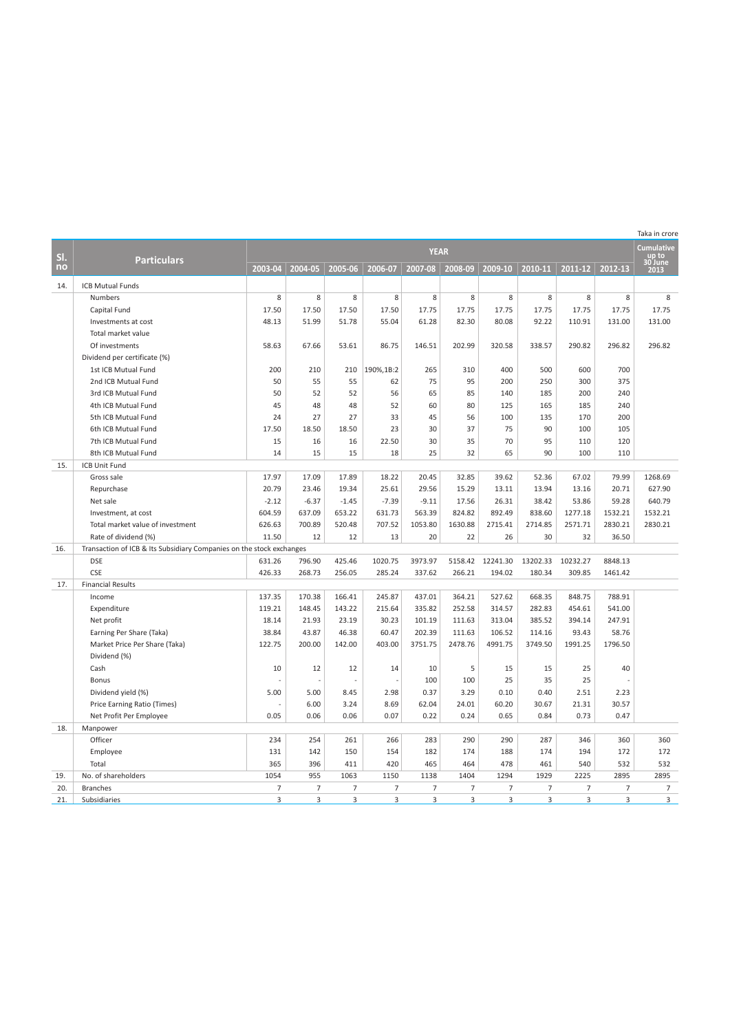Taka in crore

| Sl. no | Particulars | YEAR | | | | | | | | | | Cumulative up to 30 June 2013 |
|---|---|---|---|---|---|---|---|---|---|---|---|---|
| | | 2003-04 | 2004-05 | 2005-06 | 2006-07 | 2007-08 | 2008-09 | 2009-10 | 2010-11 | 2011-12 | 2012-13 | |
| 14. | ICB Mutual Funds | | | | | | | | | | | |
| | Numbers | 8 | 8 | 8 | 8 | 8 | 8 | 8 | 8 | 8 | 8 | 8 |
| | Capital Fund | 17.50 | 17.50 | 17.50 | 17.50 | 17.75 | 17.75 | 17.75 | 17.75 | 17.75 | 17.75 | 17.75 |
| | Investments at cost | 48.13 | 51.99 | 51.78 | 55.04 | 61.28 | 82.30 | 80.08 | 92.22 | 110.91 | 131.00 | 131.00 |
| | Total market value | | | | | | | | | | | |
| | Of investments | 58.63 | 67.66 | 53.61 | 86.75 | 146.51 | 202.99 | 320.58 | 338.57 | 290.82 | 296.82 | 296.82 |
| | Dividend per certificate (%) | | | | | | | | | | | |
| | 1st ICB Mutual Fund | 200 | 210 | 210 | 190%,1B:2 | 265 | 310 | 400 | 500 | 600 | 700 | |
| | 2nd ICB Mutual Fund | 50 | 55 | 55 | 62 | 75 | 95 | 200 | 250 | 300 | 375 | |
| | 3rd ICB Mutual Fund | 50 | 52 | 52 | 56 | 65 | 85 | 140 | 185 | 200 | 240 | |
| | 4th ICB Mutual Fund | 45 | 48 | 48 | 52 | 60 | 80 | 125 | 165 | 185 | 240 | |
| | 5th ICB Mutual Fund | 24 | 27 | 27 | 33 | 45 | 56 | 100 | 135 | 170 | 200 | |
| | 6th ICB Mutual Fund | 17.50 | 18.50 | 18.50 | 23 | 30 | 37 | 75 | 90 | 100 | 105 | |
| | 7th ICB Mutual Fund | 15 | 16 | 16 | 22.50 | 30 | 35 | 70 | 95 | 110 | 120 | |
| | 8th ICB Mutual Fund | 14 | 15 | 15 | 18 | 25 | 32 | 65 | 90 | 100 | 110 | |
| 15. | ICB Unit Fund | | | | | | | | | | | |
| | Gross sale | 17.97 | 17.09 | 17.89 | 18.22 | 20.45 | 32.85 | 39.62 | 52.36 | 67.02 | 79.99 | 1268.69 |
| | Repurchase | 20.79 | 23.46 | 19.34 | 25.61 | 29.56 | 15.29 | 13.11 | 13.94 | 13.16 | 20.71 | 627.90 |
| | Net sale | -2.12 | -6.37 | -1.45 | -7.39 | -9.11 | 17.56 | 26.31 | 38.42 | 53.86 | 59.28 | 640.79 |
| | Investment, at cost | 604.59 | 637.09 | 653.22 | 631.73 | 563.39 | 824.82 | 892.49 | 838.60 | 1277.18 | 1532.21 | 1532.21 |
| | Total market value of investment | 626.63 | 700.89 | 520.48 | 707.52 | 1053.80 | 1630.88 | 2715.41 | 2714.85 | 2571.71 | 2830.21 | 2830.21 |
| | Rate of dividend (%) | 11.50 | 12 | 12 | 13 | 20 | 22 | 26 | 30 | 32 | 36.50 | |
| 16. | Transaction of ICB & Its Subsidiary Companies on the stock exchanges | | | | | | | | | | | |
| | DSE | 631.26 | 796.90 | 425.46 | 1020.75 | 3973.97 | 5158.42 | 12241.30 | 13202.33 | 10232.27 | 8848.13 | |
| | CSE | 426.33 | 268.73 | 256.05 | 285.24 | 337.62 | 266.21 | 194.02 | 180.34 | 309.85 | 1461.42 | |
| 17. | Financial Results | | | | | | | | | | | |
| | Income | 137.35 | 170.38 | 166.41 | 245.87 | 437.01 | 364.21 | 527.62 | 668.35 | 848.75 | 788.91 | |
| | Expenditure | 119.21 | 148.45 | 143.22 | 215.64 | 335.82 | 252.58 | 314.57 | 282.83 | 454.61 | 541.00 | |
| | Net profit | 18.14 | 21.93 | 23.19 | 30.23 | 101.19 | 111.63 | 313.04 | 385.52 | 394.14 | 247.91 | |
| | Earning Per Share (Taka) | 38.84 | 43.87 | 46.38 | 60.47 | 202.39 | 111.63 | 106.52 | 114.16 | 93.43 | 58.76 | |
| | Market Price Per Share (Taka) | 122.75 | 200.00 | 142.00 | 403.00 | 3751.75 | 2478.76 | 4991.75 | 3749.50 | 1991.25 | 1796.50 | |
| | Dividend (%) | | | | | | | | | | | |
| | Cash | 10 | 12 | 12 | 14 | 10 | 5 | 15 | 15 | 25 | 40 | |
| | Bonus | - | - | - | - | 100 | 100 | 25 | 35 | 25 | - | |
| | Dividend yield (%) | 5.00 | 5.00 | 8.45 | 2.98 | 0.37 | 3.29 | 0.10 | 0.40 | 2.51 | 2.23 | |
| | Price Earning Ratio (Times) | - | 6.00 | 3.24 | 8.69 | 62.04 | 24.01 | 60.20 | 30.67 | 21.31 | 30.57 | |
| | Net Profit Per Employee | 0.05 | 0.06 | 0.06 | 0.07 | 0.22 | 0.24 | 0.65 | 0.84 | 0.73 | 0.47 | |
| 18. | Manpower | | | | | | | | | | | |
| | Officer | 234 | 254 | 261 | 266 | 283 | 290 | 290 | 287 | 346 | 360 | 360 |
| | Employee | 131 | 142 | 150 | 154 | 182 | 174 | 188 | 174 | 194 | 172 | 172 |
| | Total | 365 | 396 | 411 | 420 | 465 | 464 | 478 | 461 | 540 | 532 | 532 |
| 19. | No. of shareholders | 1054 | 955 | 1063 | 1150 | 1138 | 1404 | 1294 | 1929 | 2225 | 2895 | 2895 |
| 20. | Branches | 7 | 7 | 7 | 7 | 7 | 7 | 7 | 7 | 7 | 7 | 7 |
| 21. | Subsidiaries | 3 | 3 | 3 | 3 | 3 | 3 | 3 | 3 | 3 | 3 | 3 |